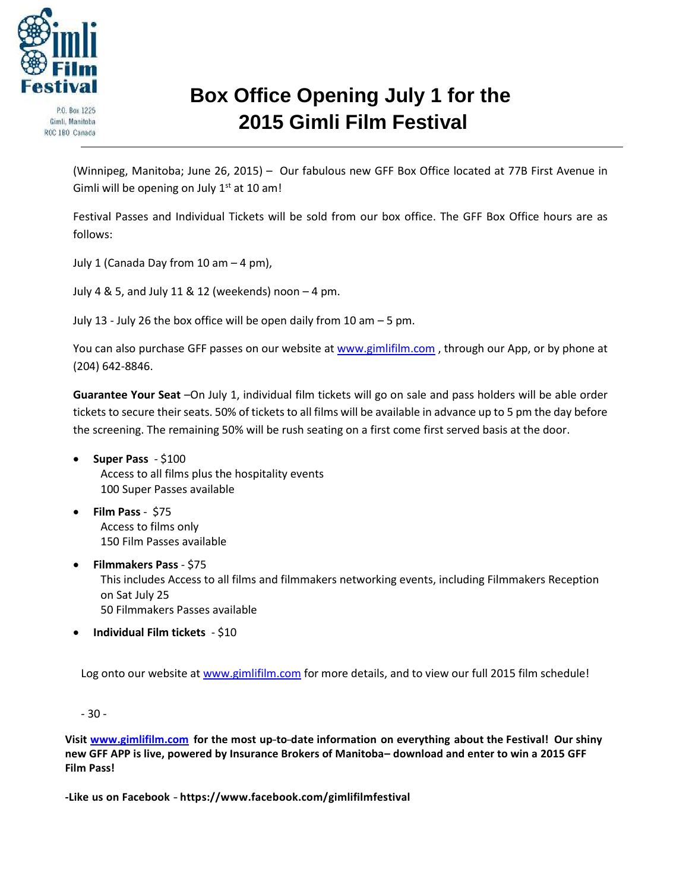Gimli Film Festival

P.O. Box 1225
Gimli, Manitoba
R0C 1B0 Canada

# Box Office Opening July 1 for the 2015 Gimli Film Festival

(Winnipeg, Manitoba; June 26, 2015) – Our fabulous new GFF Box Office located at 77B First Avenue in Gimli will be opening on July 1st at 10 am!

Festival Passes and Individual Tickets will be sold from our box office. The GFF Box Office hours are as follows:

July 1 (Canada Day from 10 am – 4 pm),

July 4 & 5, and July 11 & 12 (weekends) noon – 4 pm.

July 13 - July 26 the box office will be open daily from 10 am – 5 pm.

You can also purchase GFF passes on our website at www.gimlifilm.com , through our App, or by phone at (204) 642-8846.

**Guarantee Your Seat** –On July 1, individual film tickets will go on sale and pass holders will be able order tickets to secure their seats. 50% of tickets to all films will be available in advance up to 5 pm the day before the screening. The remaining 50% will be rush seating on a first come first served basis at the door.

- **Super Pass** - $100
  Access to all films plus the hospitality events
  100 Super Passes available
- **Film Pass** - $75
  Access to films only
  150 Film Passes available
- **Filmmakers Pass** - $75
  This includes Access to all films and filmmakers networking events, including Filmmakers Reception on Sat July 25
  50 Filmmakers Passes available
- **Individual Film tickets** - $10

Log onto our website at www.gimlifilm.com for more details, and to view our full 2015 film schedule!

- 30 -

**Visit www.gimlifilm.com for the most up-to-date information on everything about the Festival! Our shiny new GFF APP is live, powered by Insurance Brokers of Manitoba– download and enter to win a 2015 GFF Film Pass!**

**-Like us on Facebook - https://www.facebook.com/gimlifilmfestival**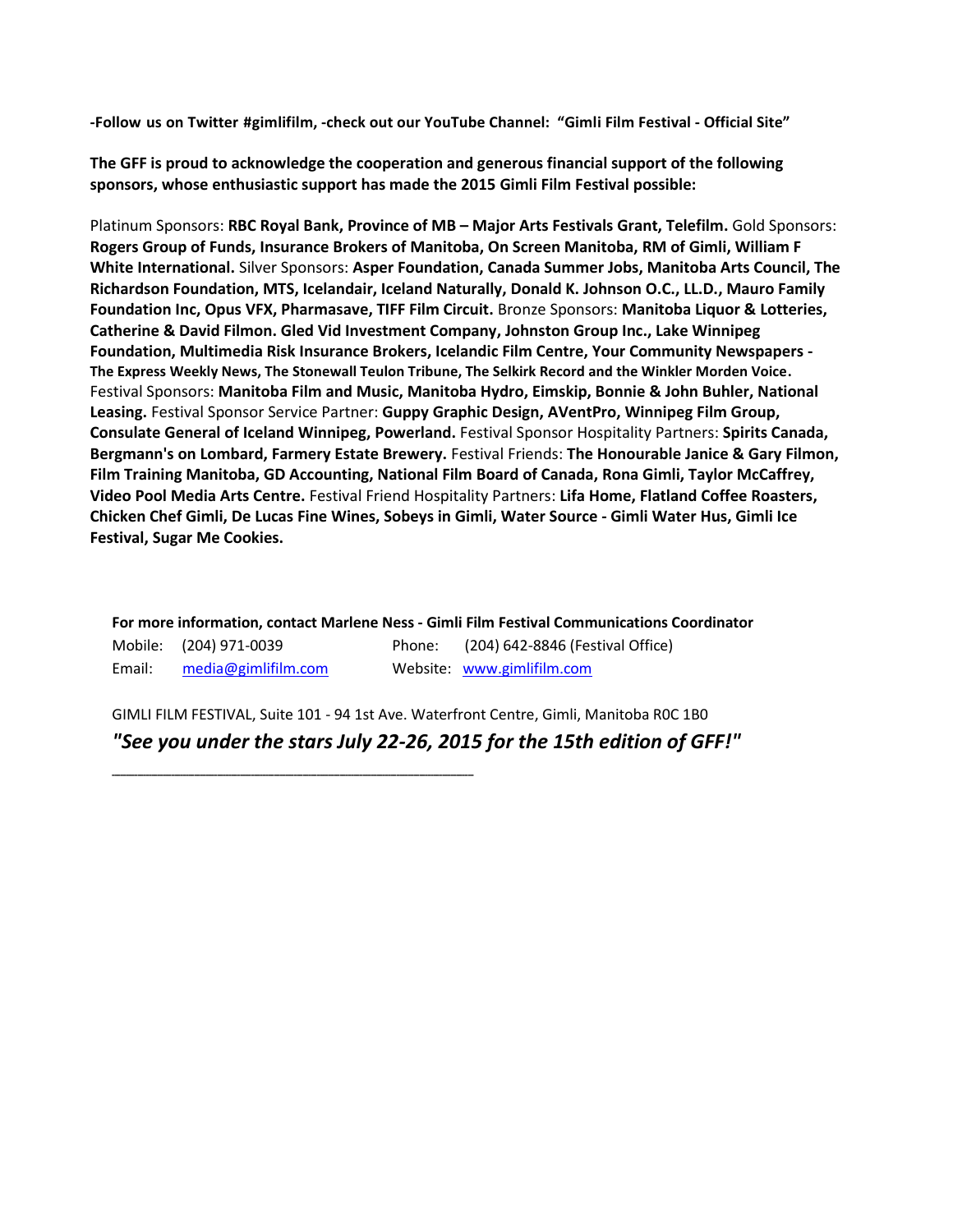**-Follow us on Twitter #gimlifilm, -check out our YouTube Channel: "Gimli Film Festival - Official Site"**

**The GFF is proud to acknowledge the cooperation and generous financial support of the following sponsors, whose enthusiastic support has made the 2015 Gimli Film Festival possible:**

Platinum Sponsors: **RBC Royal Bank, Province of MB – Major Arts Festivals Grant, Telefilm.** Gold Sponsors: **Rogers Group of Funds, Insurance Brokers of Manitoba, On Screen Manitoba, RM of Gimli, William F White International.** Silver Sponsors: **Asper Foundation, Canada Summer Jobs, Manitoba Arts Council, The Richardson Foundation, MTS, Icelandair, Iceland Naturally, Donald K. Johnson O.C., LL.D., Mauro Family Foundation Inc, Opus VFX, Pharmasave, TIFF Film Circuit.** Bronze Sponsors: **Manitoba Liquor & Lotteries, Catherine & David Filmon. Gled Vid Investment Company, Johnston Group Inc., Lake Winnipeg Foundation, Multimedia Risk Insurance Brokers, Icelandic Film Centre, Your Community Newspapers - The Express Weekly News, The Stonewall Teulon Tribune, The Selkirk Record and the Winkler Morden Voice.** Festival Sponsors: **Manitoba Film and Music, Manitoba Hydro, Eimskip, Bonnie & John Buhler, National Leasing.** Festival Sponsor Service Partner: **Guppy Graphic Design, AVentPro, Winnipeg Film Group, Consulate General of Iceland Winnipeg, Powerland.** Festival Sponsor Hospitality Partners: **Spirits Canada, Bergmann's on Lombard, Farmery Estate Brewery.** Festival Friends: **The Honourable Janice & Gary Filmon, Film Training Manitoba, GD Accounting, National Film Board of Canada, Rona Gimli, Taylor McCaffrey, Video Pool Media Arts Centre.** Festival Friend Hospitality Partners: **Lifa Home, Flatland Coffee Roasters, Chicken Chef Gimli, De Lucas Fine Wines, Sobeys in Gimli, Water Source - Gimli Water Hus, Gimli Ice Festival, Sugar Me Cookies.**

**For more information, contact Marlene Ness - Gimli Film Festival Communications Coordinator**

| | | | |
|---|---|---|---|
| Mobile: | (204) 971-0039 | Phone: | (204) 642-8846 (Festival Office) |
| Email: | media@gimlifilm.com | Website: | www.gimlifilm.com |

GIMLI FILM FESTIVAL, Suite 101 - 94 1st Ave. Waterfront Centre, Gimli, Manitoba R0C 1B0

***"See you under the stars July 22-26, 2015 for the 15th edition of GFF!"***